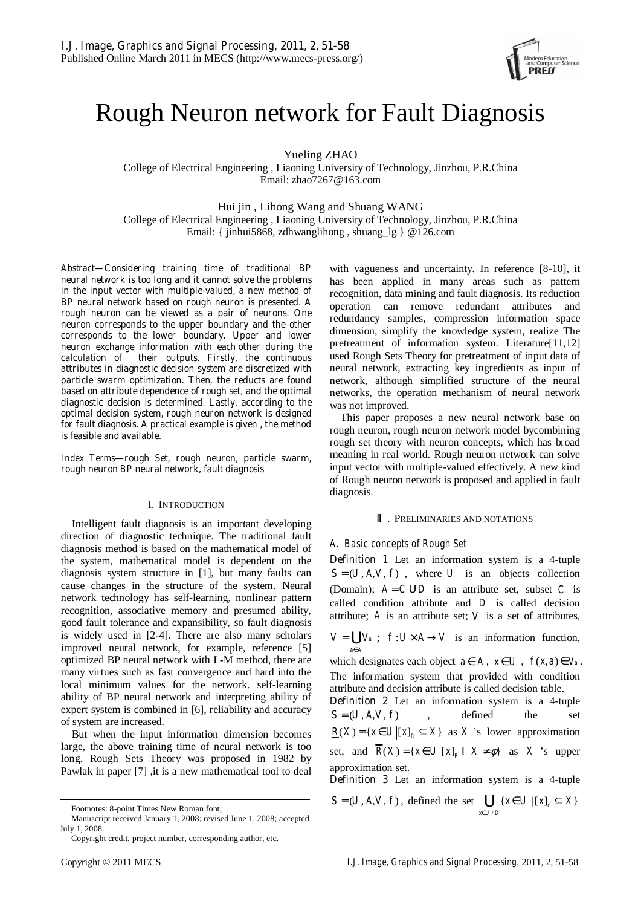# Rough Neuron network for Fault Diagnosis

Yueling ZHAO
College of Electrical Engineering , Liaoning University of Technology, Jinzhou, P.R.China
Email: zhao7267@163.com

Hui jin , Lihong Wang and Shuang WANG
College of Electrical Engineering , Liaoning University of Technology, Jinzhou, P.R.China
Email: { jinhui5868, zdhwanglihong , shuang_lg } @126.com

*Abstract*—Considering training time of traditional BP neural network is too long and it cannot solve the problems in the input vector with multiple-valued, a new method of BP neural network based on rough neuron is presented. A rough neuron can be viewed as a pair of neurons. One neuron corresponds to the upper boundary and the other corresponds to the lower boundary. Upper and lower neuron exchange information with each other during the calculation of their outputs. Firstly, the continuous attributes in diagnostic decision system are discretized with particle swarm optimization. Then, the reducts are found based on attribute dependence of rough set, and the optimal diagnostic decision is determined. Lastly, according to the optimal decision system, rough neuron network is designed for fault diagnosis. A practical example is given , the method is feasible and available.

*Index Terms*—rough Set, rough neuron, particle swarm, rough neuron BP neural network, fault diagnosis

## I. Introduction

Intelligent fault diagnosis is an important developing direction of diagnostic technique. The traditional fault diagnosis method is based on the mathematical model of the system, mathematical model is dependent on the diagnosis system structure in [1], but many faults can cause changes in the structure of the system. Neural network technology has self-learning, nonlinear pattern recognition, associative memory and presumed ability, good fault tolerance and expansibility, so fault diagnosis is widely used in [2-4]. There are also many scholars improved neural network, for example, reference [5] optimized BP neural network with L-M method, there are many virtues such as fast convergence and hard into the local minimum values for the network. self-learning ability of BP neural network and interpreting ability of expert system is combined in [6], reliability and accuracy of system are increased.

But when the input information dimension becomes large, the above training time of neural network is too long. Rough Sets Theory was proposed in 1982 by Pawlak in paper [7] ,it is a new mathematical tool to deal with vagueness and uncertainty. In reference [8-10], it has been applied in many areas such as pattern recognition, data mining and fault diagnosis. Its reduction operation can remove redundant attributes and redundancy samples, compression information space dimension, simplify the knowledge system, realize The pretreatment of information system. Literature[11,12] used Rough Sets Theory for pretreatment of input data of neural network, extracting key ingredients as input of network, although simplified structure of the neural networks, the operation mechanism of neural network was not improved.

This paper proposes a new neural network base on rough neuron, rough neuron network model bycombining rough set theory with neuron concepts, which has broad meaning in real world. Rough neuron network can solve input vector with multiple-valued effectively. A new kind of Rough neuron network is proposed and applied in fault diagnosis.

## Ⅱ. Preliminaries and notations

### A. Basic concepts of Rough Set

*Definition 1* Let an information system is a 4-tuple $S=(U,A,V,f)$, where $U$ is an objects collection (Domain); $A=C\cup D$ is an attribute set, subset $C$ is called condition attribute and $D$ is called decision attribute; $A$ is an attribute set; $V$ is a set of attributes, $V=\bigcup_{a\in A}V_a$; $f:U\times A\rightarrow V$ is an information function, which designates each object $a\in A$, $x\in U$, $f(x,a)\in V_a$. The information system that provided with condition attribute and decision attribute is called decision table.

*Definition 2* Let an information system is a 4-tuple $S=(U,A,V,f)$, defined the set $\underline{R}(X)=\{x\in U \mid [x]_R\subseteq X\}$ as $X$'s lower approximation set, and $\overline{R}(X)=\{x\in U \mid [x]_R \cap X\neq\phi\}$ as $X$'s upper approximation set.

*Definition 3* Let an information system is a 4-tuple $S=(U,A,V,f)$, defined the set $\bigcup_{x\in U/D}\{x\in U \mid [x]_C\subseteq X\}$

Footnotes: 8-point Times New Roman font;

Manuscript received January 1, 2008; revised June 1, 2008; accepted July 1, 2008.

Copyright credit, project number, corresponding author, etc.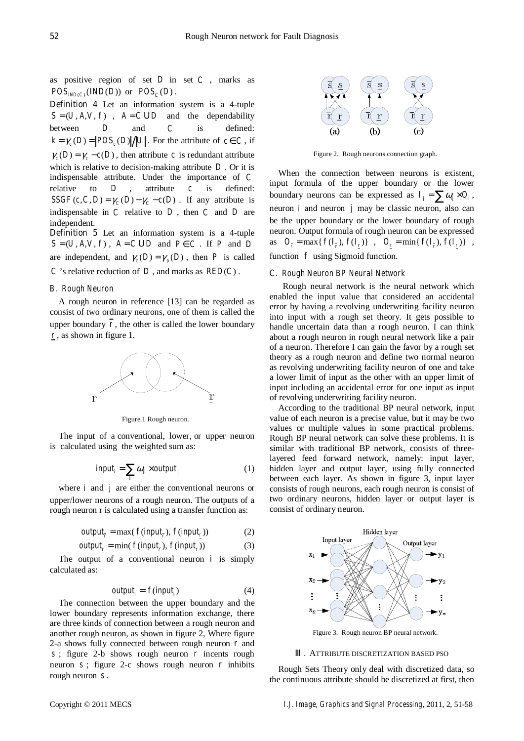as positive region of set $D$ in set $C$, marks as $POS_{IND(C)}(IND(D))$ or $POS_C(D)$.

*Definition 4* Let an information system is a 4-tuple $S=(U,A,V,f)$, $A=C\cup D$ and the dependability between $D$ and $C$ is defined: $k=\gamma_c(D)=|POS_c(D)|/|U|$. For the attribute of $c\in C$, if $\gamma_c(D)=\gamma_{c}-c(D)$, then attribute $c$ is redundant attribute which is relative to decision-making attribute $D$. Or it is indispensable attribute. Under the importance of $C$ relative to $D$, attribute $c$ is defined: $SSGF(c,C,D)=\gamma_C(D)-\gamma_{C}-c(D)$. If any attribute is indispensable in $C$ relative to $D$, then $C$ and $D$ are independent.

*Definition 5* Let an information system is a 4-tuple $S=(U,A,V,f)$, $A=C\cup D$ and $P\in C$. If $P$ and $D$ are independent, and $\gamma_c(D)=\gamma_p(D)$, then $P$ is called $C$'s relative reduction of $D$, and marks as $RED(C)$.

### B. Rough Neuron

A rough neuron in reference [13] can be regarded as consist of two ordinary neurons, one of them is called the upper boundary $\bar{r}$, the other is called the lower boundary $\underline{r}$, as shown in figure 1.

Figure.1 Rough neuron.

The input of a conventional, lower, or upper neuron is calculated using the weighted sum as:

$$input_i=\sum_j \omega_{ji}\times output_j \tag{1}$$

where $i$ and $j$ are either the conventional neurons or upper/lower neurons of a rough neuron. The outputs of a rough neuron r is calculated using a transfer function as:

$$output_{\bar{r}}=\max(f(input_{\bar{r}}),f(input_{\underline{r}})) \tag{2}$$

$$output_{\underline{r}}=\min(f(input_{\bar{r}}),f(input_{\underline{r}})) \tag{3}$$

The output of a conventional neuron $i$ is simply calculated as:

$$output_i=f(input_i) \tag{4}$$

The connection between the upper boundary and the lower boundary represents information exchange, there are three kinds of connection between a rough neuron and another rough neuron, as shown in figure 2, Where figure 2-a shows fully connected between rough neuron $r$ and $s$; figure 2-b shows rough neuron $r$ incents rough neuron $s$; figure 2-c shows rough neuron $r$ inhibits rough neuron $s$.

Figure 2. Rough neurons connection graph.

When the connection between neurons is existent, input formula of the upper boundary or the lower boundary neurons can be expressed as $I_j=\sum \omega_{ij}\times O_i$, neuron $i$ and neuron $j$ may be classic neuron, also can be the upper boundary or the lower boundary of rough neuron. Output formula of rough neuron can be expressed as $O_{\bar{r}}=\max\{f(I_{\bar{r}}),f(I_{\underline{r}})\}$, $O_{\underline{r}}=\min\{f(I_{\bar{r}}),f(I_{\underline{r}})\}$, function $f$ using Sigmoid function.

### C. Rough Neuron BP Neural Network

Rough neural network is the neural network which enabled the input value that considered an accidental error by having a revolving underwriting facility neuron into input with a rough set theory. It gets possible to handle uncertain data than a rough neuron. I can think about a rough neuron in rough neural network like a pair of a neuron. Therefore I can gain the favor by a rough set theory as a rough neuron and define two normal neuron as revolving underwriting facility neuron of one and take a lower limit of input as the other with an upper limit of input including an accidental error for one input as input of revolving underwriting facility neuron.

According to the traditional BP neural network, input value of each neuron is a precise value, but it may be two values or multiple values in some practical problems. Rough BP neural network can solve these problems. It is similar with traditional BP network, consists of three-layered feed forward network, namely: input layer, hidden layer and output layer, using fully connected between each layer. As shown in figure 3, input layer consists of rough neurons, each rough neuron is consist of two ordinary neurons, hidden layer or output layer is consist of ordinary neuron.

Figure 3. Rough neuron BP neural network.

## III. ATTRIBUTE DISCRETIZATION BASED PSO

Rough Sets Theory only deal with discretized data, so the continuous attribute should be discretized at first, then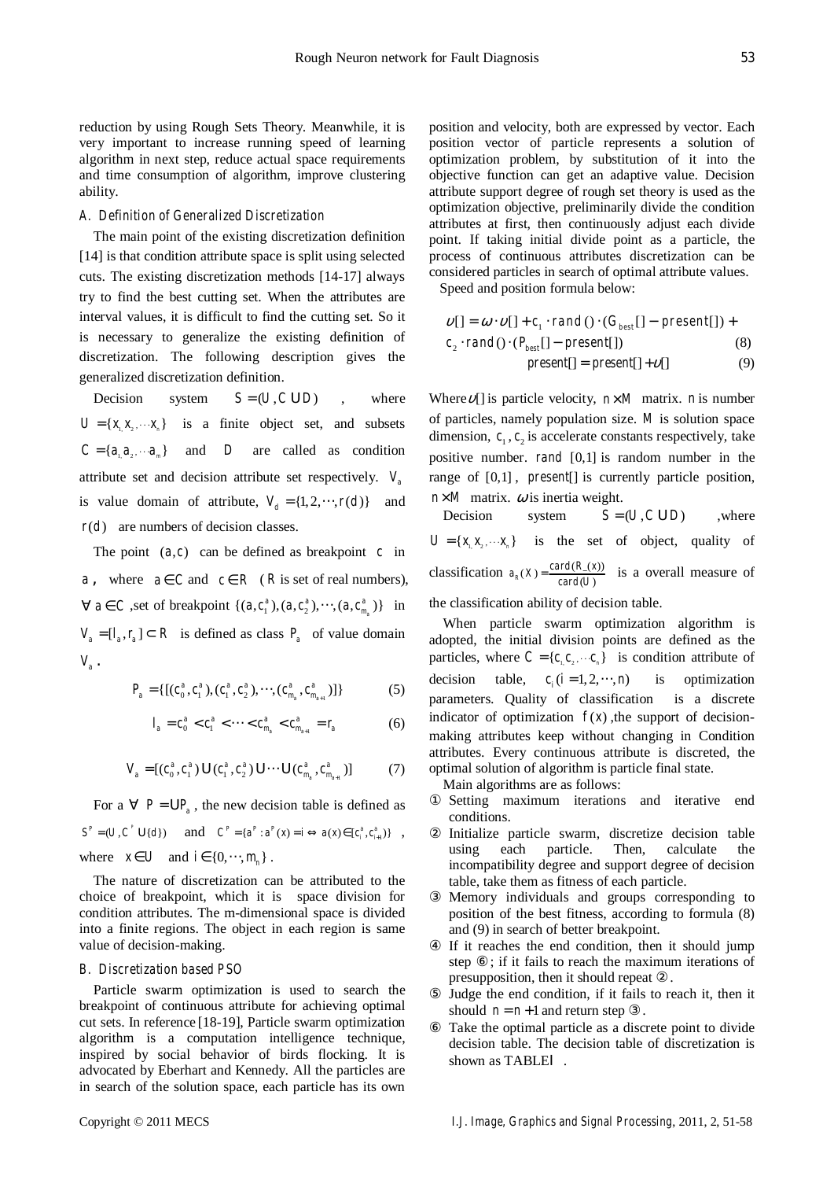reduction by using Rough Sets Theory. Meanwhile, it is very important to increase running speed of learning algorithm in next step, reduce actual space requirements and time consumption of algorithm, improve clustering ability.

### A. Definition of Generalized Discretization

The main point of the existing discretization definition [14] is that condition attribute space is split using selected cuts. The existing discretization methods [14-17] always try to find the best cutting set. When the attributes are interval values, it is difficult to find the cutting set. So it is necessary to generalize the existing definition of discretization. The following description gives the generalized discretization definition.

Decision system $S = (U, C \cup D)$, where $U = \{x_1, x_2, \cdots x_n\}$ is a finite object set, and subsets $C = \{a_1, a_2, \cdots a_m\}$ and $D$ are called as condition attribute set and decision attribute set respectively. $V_a$ is value domain of attribute, $V_d = \{1, 2, \cdots, r(d)\}$ and $r(d)$ are numbers of decision classes.

The point $(a, c)$ can be defined as breakpoint $c$ in $a$, where $a \in C$ and $c \in R$ ($R$ is set of real numbers), $\forall a \in C$, set of breakpoint $\{(a, c_1^a), (a, c_2^a), \cdots, (a, c_{m_a}^a)\}$ in $V_a = [l_a, r_a] \subset R$ is defined as class $P_a$ of value domain $V_a$.

$$P_a = \{[(c_0^a, c_1^a), (c_1^a, c_2^a), \cdots, (c_{m_a}^a, c_{m_{a+1}}^a)]\} \tag{5}$$

$$l_a = c_0^a < c_1^a < \cdots < c_{m_a}^a < c_{m_{a+1}}^a = r_a \tag{6}$$

$$V_a = [(c_0^a, c_1^a) \cup (c_1^a, c_2^a) \cup \cdots \cup (c_{m_a}^a, c_{m_{a+1}}^a)] \tag{7}$$

For a $\forall\ P = \cup P_a$, the new decision table is defined as $S^P = (U, C^P \cup \{d\})$ and $C^P = \{a^P : a^P(x) = i \Leftrightarrow a(x) \in [c_i^a, c_{i+1}^a)\}$, where $x \in U$ and $i \in \{0, \cdots, m_n\}$.

The nature of discretization can be attributed to the choice of breakpoint, which it is space division for condition attributes. The m-dimensional space is divided into a finite regions. The object in each region is same value of decision-making.

### B. Discretization based PSO

Particle swarm optimization is used to search the breakpoint of continuous attribute for achieving optimal cut sets. In reference [18-19], Particle swarm optimization algorithm is a computation intelligence technique, inspired by social behavior of birds flocking. It is advocated by Eberhart and Kennedy. All the particles are in search of the solution space, each particle has its own position and velocity, both are expressed by vector. Each position vector of particle represents a solution of optimization problem, by substitution of it into the objective function can get an adaptive value. Decision attribute support degree of rough set theory is used as the optimization objective, preliminarily divide the condition attributes at first, then continuously adjust each divide point. If taking initial divide point as a particle, the process of continuous attributes discretization can be considered particles in search of optimal attribute values.

Speed and position formula below:

$$\upsilon[] = \omega \cdot \upsilon[] + c_1 \cdot rand() \cdot (G_{best}[] - present[]) + c_2 \cdot rand() \cdot (P_{best}[] - present[]) \tag{8}$$

$$present[] = present[] + \upsilon[] \tag{9}$$

Where $\upsilon[]$ is particle velocity, $n \times M$ matrix. $n$ is number of particles, namely population size. $M$ is solution space dimension, $c_1, c_2$ is accelerate constants respectively, take positive number. $rand$ $[0,1]$ is random number in the range of $[0,1]$, $present[]$ is currently particle position, $n \times M$ matrix. $\omega$ is inertia weight.

Decision system $S = (U, C \cup D)$, where $U = \{x_1, x_2, \cdots x_n\}$ is the set of object, quality of classification $a_R(X) = \frac{card(R\_(x))}{card(U)}$ is a overall measure of the classification ability of decision table.

When particle swarm optimization algorithm is adopted, the initial division points are defined as the particles, where $C = \{c_1, c_2, \cdots c_n\}$ is condition attribute of decision table, $c_i (i = 1, 2, \cdots, n)$ is optimization parameters. Quality of classification is a discrete indicator of optimization $f(x)$, the support of decision-making attributes keep without changing in Condition attributes. Every continuous attribute is discreted, the optimal solution of algorithm is particle final state.

Main algorithms are as follows:

① Setting maximum iterations and iterative end conditions.

② Initialize particle swarm, discretize decision table using each particle. Then, calculate the incompatibility degree and support degree of decision table, take them as fitness of each particle.

③ Memory individuals and groups corresponding to position of the best fitness, according to formula (8) and (9) in search of better breakpoint.

④ If it reaches the end condition, then it should jump step ⑥; if it fails to reach the maximum iterations of presupposition, then it should repeat ②.

⑤ Judge the end condition, if it fails to reach it, then it should $n = n + 1$ and return step ③.

⑥ Take the optimal particle as a discrete point to divide decision table. The decision table of discretization is shown as TABLEⅠ.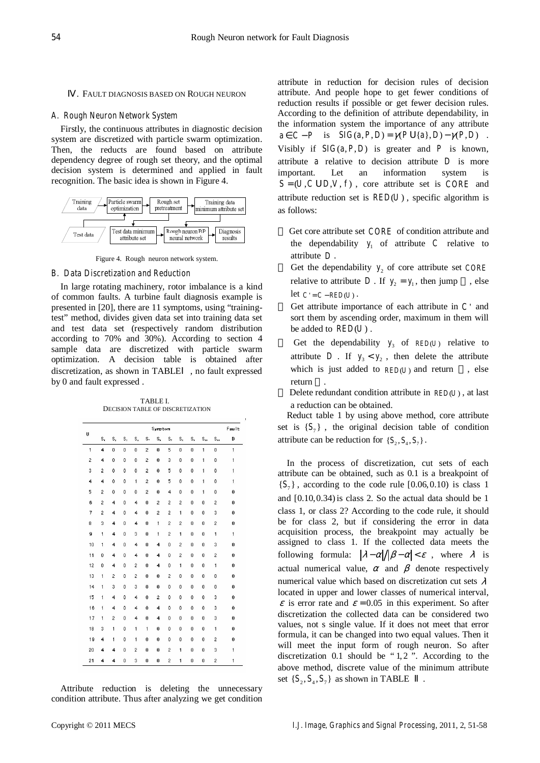## IV. FAULT DIAGNOSIS BASED ON ROUGH NEURON

### A. Rough Neuron Network System

Firstly, the continuous attributes in diagnostic decision system are discretized with particle swarm optimization. Then, the reducts are found based on attribute dependency degree of rough set theory, and the optimal decision system is determined and applied in fault recognition. The basic idea is shown in Figure 4.

Figure 4. Rough neuron network system.

### B. Data Discretization and Reduction

In large rotating machinery, rotor imbalance is a kind of common faults. A turbine fault diagnosis example is presented in [20], there are 11 symptoms, using "training-test" method, divides given data set into training data set and test data set (respectively random distribution according to 70% and 30%). According to section 4 sample data are discretized with particle swarm optimization. A decision table is obtained after discretization, as shown in TABLE I , no fault expressed by 0 and fault expressed .

TABLE I.
DECISION TABLE OF DISCRETIZATION

| U | Symptom | | | | | | | | | | | Fault |
|---|---|---|---|---|---|---|---|---|---|---|---|---|
| | $S_1$ | $S_2$ | $S_3$ | $S_4$ | $S_5$ | $S_6$ | $S_7$ | $S_8$ | $S_9$ | $S_{10}$ | $S_{11}$ | D |
| 1 | 4 | 0 | 0 | 0 | 2 | 0 | 5 | 0 | 0 | 1 | 0 | 1 |
| 2 | 4 | 0 | 0 | 0 | 2 | 0 | 3 | 0 | 0 | 1 | 0 | 1 |
| 3 | 2 | 0 | 0 | 0 | 2 | 0 | 5 | 0 | 0 | 1 | 0 | 1 |
| 4 | 4 | 0 | 0 | 1 | 2 | 0 | 5 | 0 | 0 | 1 | 0 | 1 |
| 5 | 2 | 0 | 0 | 0 | 2 | 0 | 4 | 0 | 0 | 1 | 0 | 0 |
| 6 | 2 | 4 | 0 | 4 | 0 | 2 | 2 | 2 | 0 | 0 | 2 | 0 |
| 7 | 2 | 4 | 0 | 4 | 0 | 2 | 2 | 1 | 0 | 0 | 3 | 0 |
| 8 | 3 | 4 | 0 | 4 | 0 | 1 | 2 | 2 | 0 | 0 | 2 | 0 |
| 9 | 1 | 4 | 0 | 3 | 0 | 1 | 2 | 1 | 0 | 0 | 1 | 1 |
| 10 | 1 | 4 | 0 | 4 | 0 | 4 | 0 | 2 | 0 | 0 | 3 | 0 |
| 11 | 0 | 4 | 0 | 4 | 0 | 4 | 0 | 2 | 0 | 0 | 2 | 0 |
| 12 | 0 | 4 | 0 | 2 | 0 | 4 | 0 | 1 | 0 | 0 | 1 | 0 |
| 13 | 1 | 2 | 0 | 2 | 0 | 0 | 2 | 0 | 0 | 0 | 0 | 0 |
| 14 | 1 | 3 | 0 | 3 | 0 | 0 | 0 | 0 | 0 | 0 | 0 | 0 |
| 15 | 1 | 4 | 0 | 4 | 0 | 2 | 0 | 0 | 0 | 0 | 3 | 0 |
| 16 | 1 | 4 | 0 | 4 | 0 | 4 | 0 | 0 | 0 | 0 | 3 | 0 |
| 17 | 1 | 2 | 0 | 4 | 0 | 4 | 0 | 0 | 0 | 0 | 3 | 0 |
| 18 | 3 | 1 | 0 | 1 | 1 | 0 | 0 | 0 | 0 | 0 | 1 | 0 |
| 19 | 4 | 1 | 0 | 1 | 0 | 0 | 0 | 0 | 0 | 0 | 2 | 0 |
| 20 | 4 | 4 | 0 | 2 | 0 | 0 | 2 | 1 | 0 | 0 | 3 | 1 |
| 21 | 4 | 4 | 0 | 3 | 0 | 0 | 2 | 1 | 0 | 0 | 2 | 1 |

Attribute reduction is deleting the unnecessary condition attribute. Thus after analyzing we get condition attribute in reduction for decision rules of decision attribute. And people hope to get fewer conditions of reduction results if possible or get fewer decision rules. According to the definition of attribute dependability, in the information system the importance of any attribute $a \in C - P$ is $SIG(a, P, D) = \gamma(P \cup \{a\}, D) - \gamma(P, D)$. Visibly if $SIG(a, P, D)$ is greater and $P$ is known, attribute $a$ relative to decision attribute $D$ is more important. Let an information system is $S = (U, C \cup D, V, f)$, core attribute set is $CORE$ and attribute reduction set is $RED(U)$, specific algorithm is as follows:

① Get core attribute set $CORE$ of condition attribute and the dependability $y_1$ of attribute $C$ relative to attribute $D$.

② Get the dependability $y_2$ of core attribute set $CORE$ relative to attribute $D$. If $y_2 = y_1$, then jump ⑤, else let $C' = C - RED(U)$.

③ Get attribute importance of each attribute in $C'$ and sort them by ascending order, maximum in them will be added to $RED(U)$.

④ Get the dependability $y_3$ of $RED(U)$ relative to attribute $D$. If $y_3 < y_2$, then delete the attribute which is just added to $RED(U)$ and return ③, else return ②.

⑤ Delete redundant condition attribute in $RED(U)$, at last a reduction can be obtained.

Reduct table 1 by using above method, core attribute set is $\{S_7\}$, the original decision table of condition attribute can be reduction for $\{S_2, S_4, S_7\}$.

In the process of discretization, cut sets of each attribute can be obtained, such as 0.1 is a breakpoint of $\{S_7\}$, according to the code rule $[0.06, 0.10)$ is class 1 and $[0.10, 0.34)$ is class 2. So the actual data should be 1 class 1, or class 2? According to the code rule, it should be for class 2, but if considering the error in data acquisition process, the breakpoint may actually be assigned to class 1. If the collected data meets the following formula: $|\lambda - \alpha| / |\beta - \alpha| < \varepsilon$, where $\lambda$ is actual numerical value, $\alpha$ and $\beta$ denote respectively numerical value which based on discretization cut sets $\lambda$ located in upper and lower classes of numerical interval, $\varepsilon$ is error rate and $\varepsilon = 0.05$ in this experiment. So after discretization the collected data can be considered two values, not s single value. If it does not meet that error formula, it can be changed into two equal values. Then it will meet the input form of rough neuron. So after discretization 0.1 should be "1, 2". According to the above method, discrete value of the minimum attribute set $\{S_2, S_4, S_7\}$ as shown in TABLE II .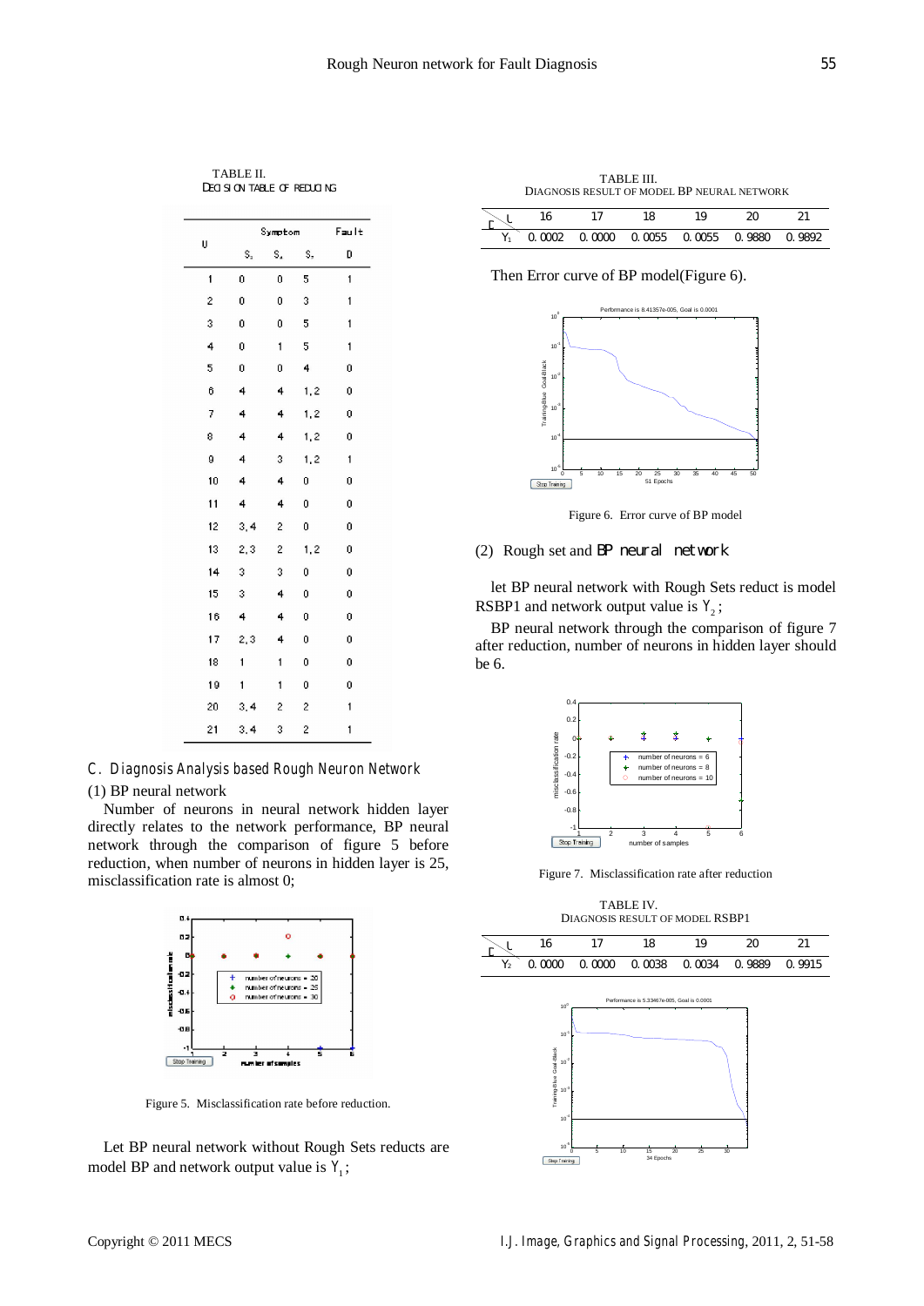TABLE II.
DECISION TABLE OF REDUCING

| U | Symptom | | | Fault |
|---|---|---|---|---|
| | $S_3$ | $S_4$ | $S_7$ | D |
| 1 | 0 | 0 | 5 | 1 |
| 2 | 0 | 0 | 3 | 1 |
| 3 | 0 | 0 | 5 | 1 |
| 4 | 0 | 1 | 5 | 1 |
| 5 | 0 | 0 | 4 | 0 |
| 6 | 4 | 4 | 1,2 | 0 |
| 7 | 4 | 4 | 1,2 | 0 |
| 8 | 4 | 4 | 1,2 | 0 |
| 9 | 4 | 3 | 1,2 | 1 |
| 10 | 4 | 4 | 0 | 0 |
| 11 | 4 | 4 | 0 | 0 |
| 12 | 3,4 | 2 | 0 | 0 |
| 13 | 2,3 | 2 | 1,2 | 0 |
| 14 | 3 | 3 | 0 | 0 |
| 15 | 3 | 4 | 0 | 0 |
| 16 | 4 | 4 | 0 | 0 |
| 17 | 2,3 | 4 | 0 | 0 |
| 18 | 1 | 1 | 0 | 0 |
| 19 | 1 | 1 | 0 | 0 |
| 20 | 3,4 | 2 | 2 | 1 |
| 21 | 3,4 | 3 | 2 | 1 |

### C. Diagnosis Analysis based Rough Neuron Network

(1) BP neural network

Number of neurons in neural network hidden layer directly relates to the network performance, BP neural network through the comparison of figure 5 before reduction, when number of neurons in hidden layer is 25, misclassification rate is almost 0;

Figure 5. Misclassification rate before reduction.

Let BP neural network without Rough Sets reducts are model BP and network output value is $Y_1$;

TABLE III.
DIAGNOSIS RESULT OF MODEL BP NEURAL NETWORK

| C \ U | 16 | 17 | 18 | 19 | 20 | 21 |
|---|---|---|---|---|---|---|
| $Y_1$ | 0.0002 | 0.0000 | 0.0055 | 0.0055 | 0.9880 | 0.9892 |

Then Error curve of BP model(Figure 6).

Figure 6. Error curve of BP model

(2) Rough set and BP neural network

let BP neural network with Rough Sets reduct is model RSBP1 and network output value is $Y_2$;

BP neural network through the comparison of figure 7 after reduction, number of neurons in hidden layer should be 6.

Figure 7. Misclassification rate after reduction

TABLE IV.
DIAGNOSIS RESULT OF MODEL RSBP1

| C \ U | 16 | 17 | 18 | 19 | 20 | 21 |
|---|---|---|---|---|---|---|
| $Y_2$ | 0.0000 | 0.0000 | 0.0038 | 0.0034 | 0.9889 | 0.9915 |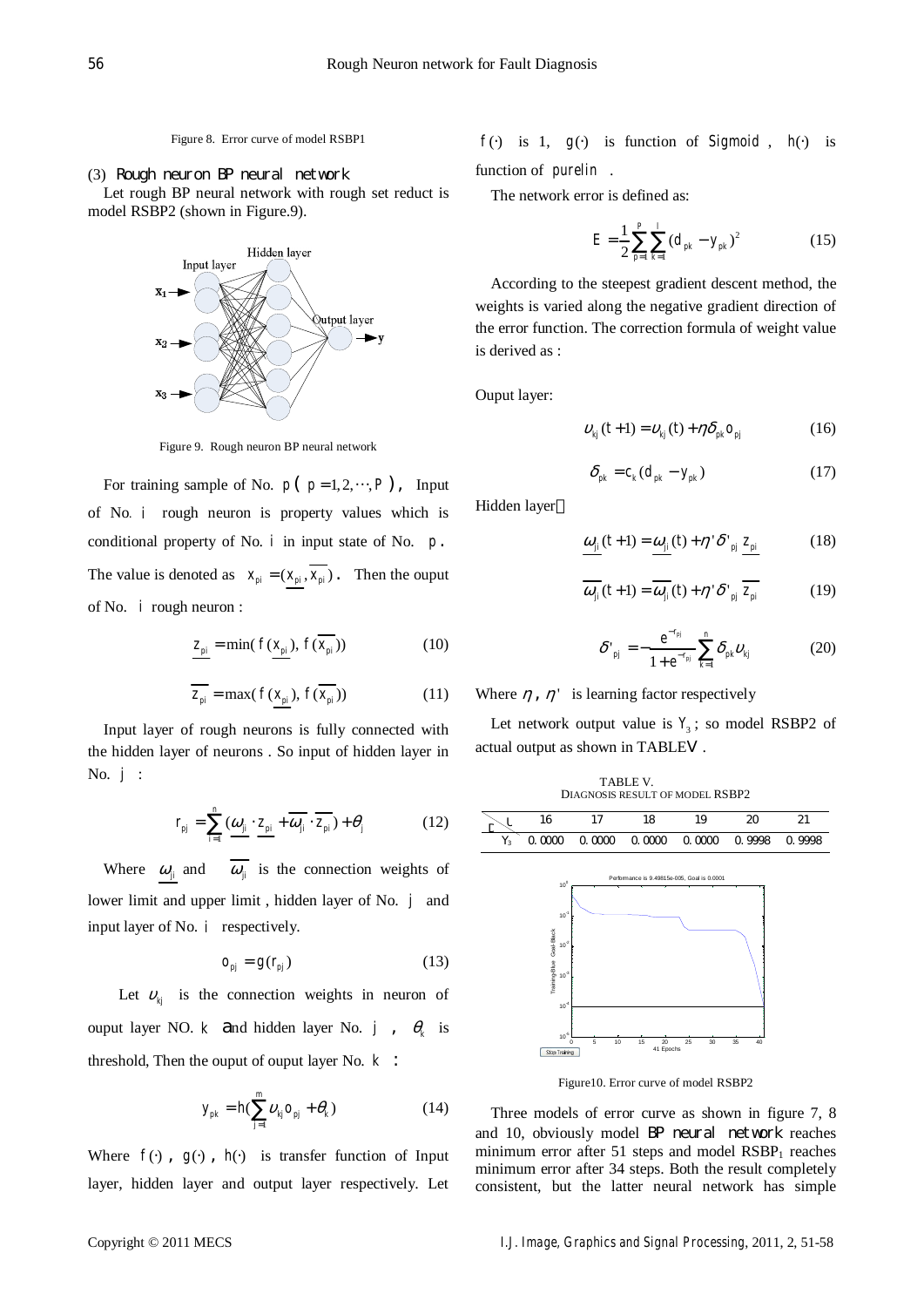Figure 8. Error curve of model RSBP1

(3) Rough neuron BP neural network

Let rough BP neural network with rough set reduct is model RSBP2 (shown in Figure.9).

Figure 9. Rough neuron BP neural network

For training sample of No. $p$ ( $p = 1, 2, \cdots, P$ ), Input of No. $i$ rough neuron is property values which is conditional property of No. $i$ in input state of No. $p$. The value is denoted as $x_{pi} = (\underline{x_{pi}}, \overline{x_{pi}})$. Then the ouput of No. $i$ rough neuron :

$$\underline{z_{pi}} = \min(f(\underline{x_{pi}}), f(\overline{x_{pi}})) \tag{10}$$

$$\overline{z_{pi}} = \max(f(\underline{x_{pi}}), f(\overline{x_{pi}})) \tag{11}$$

Input layer of rough neurons is fully connected with the hidden layer of neurons . So input of hidden layer in No. $j$ :

$$r_{pj} = \sum_{i=1}^{n} (\underline{\omega_{ji}} \cdot \underline{z_{pi}} + \overline{\omega_{ji}} \cdot \overline{z_{pi}}) + \theta_j \tag{12}$$

Where $\underline{\omega_{ji}}$ and $\overline{\omega_{ji}}$ is the connection weights of lower limit and upper limit , hidden layer of No. $j$ and input layer of No. $i$ respectively.

$$o_{pj} = g(r_{pj}) \tag{13}$$

Let $\upsilon_{kj}$ is the connection weights in neuron of ouput layer NO. $k$ and hidden layer No. $j$ , $\theta_k$ is threshold, Then the ouput of ouput layer No. $k$ :

$$y_{pk} = h(\sum_{j=1}^{m} \upsilon_{kj} o_{pj} + \theta_k) \tag{14}$$

Where $f(\cdot)$ , $g(\cdot)$ , $h(\cdot)$ is transfer function of Input layer, hidden layer and output layer respectively. Let $f(\cdot)$ is 1, $g(\cdot)$ is function of Sigmoid , $h(\cdot)$ is function of purelin .

The network error is defined as:

$$E = \frac{1}{2} \sum_{p=1}^{P} \sum_{k=1}^{l} (d_{pk} - y_{pk})^2 \tag{15}$$

According to the steepest gradient descent method, the weights is varied along the negative gradient direction of the error function. The correction formula of weight value is derived as :

Ouput layer:

$$\upsilon_{kj}(t+1) = \upsilon_{kj}(t) + \eta \delta_{pk} o_{pj} \tag{16}$$

$$\delta_{pk} = c_k (d_{pk} - y_{pk}) \tag{17}$$

Hidden layer：

$$\underline{\omega_{ji}}(t+1) = \underline{\omega_{ji}}(t) + \eta' \delta'_{pj} \underline{z_{pi}} \tag{18}$$

$$\overline{\omega_{ji}}(t+1) = \overline{\omega_{ji}}(t) + \eta' \delta'_{pj} \overline{z_{pi}} \tag{19}$$

$$\delta'_{pj} = -\frac{e^{-r_{pj}}}{1 + e^{-r_{pj}}} \sum_{k=1}^{n} \delta_{pk} \upsilon_{kj} \tag{20}$$

Where $\eta$ , $\eta'$ is learning factor respectively

Let network output value is $Y_3$ ; so model RSBP2 of actual output as shown in TABLEV .

TABLE V.
DIAGNOSIS RESULT OF MODEL RSBP2

| C \ L | 16 | 17 | 18 | 19 | 20 | 21 |
|---|---|---|---|---|---|---|
| $Y_3$ | 0.0000 | 0.0000 | 0.0000 | 0.0000 | 0.9998 | 0.9998 |

Figure10. Error curve of model RSBP2

Three models of error curve as shown in figure 7, 8 and 10, obviously model BP neural network reaches minimum error after 51 steps and model $RSBP_1$ reaches minimum error after 34 steps. Both the result completely consistent, but the latter neural network has simple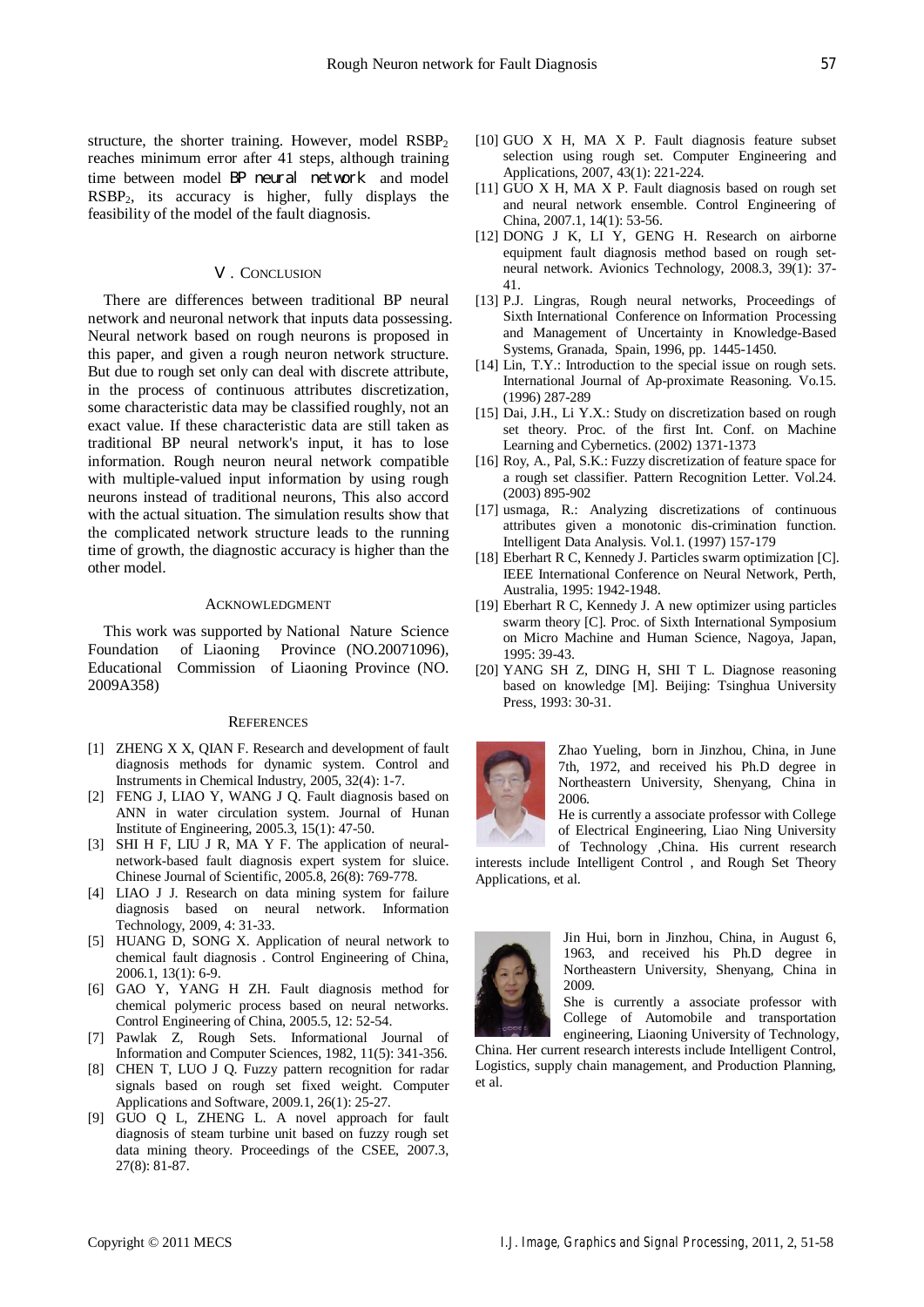structure, the shorter training. However, model $RSBP_2$ reaches minimum error after 41 steps, although training time between model BP neural network and model $RSBP_2$, its accuracy is higher, fully displays the feasibility of the model of the fault diagnosis.

## Ⅴ. Conclusion

There are differences between traditional BP neural network and neuronal network that inputs data possessing. Neural network based on rough neurons is proposed in this paper, and given a rough neuron network structure. But due to rough set only can deal with discrete attribute, in the process of continuous attributes discretization, some characteristic data may be classified roughly, not an exact value. If these characteristic data are still taken as traditional BP neural network's input, it has to lose information. Rough neuron neural network compatible with multiple-valued input information by using rough neurons instead of traditional neurons, This also accord with the actual situation. The simulation results show that the complicated network structure leads to the running time of growth, the diagnostic accuracy is higher than the other model.

## Acknowledgment

This work was supported by National Nature Science Foundation of Liaoning Province (NO.20071096), Educational Commission of Liaoning Province (NO. 2009A358)

## References

[1] ZHENG X X, QIAN F. Research and development of fault diagnosis methods for dynamic system. Control and Instruments in Chemical Industry, 2005, 32(4): 1-7.

[2] FENG J, LIAO Y, WANG J Q. Fault diagnosis based on ANN in water circulation system. Journal of Hunan Institute of Engineering, 2005.3, 15(1): 47-50.

[3] SHI H F, LIU J R, MA Y F. The application of neural-network-based fault diagnosis expert system for sluice. Chinese Journal of Scientific, 2005.8, 26(8): 769-778.

[4] LIAO J J. Research on data mining system for failure diagnosis based on neural network. Information Technology, 2009, 4: 31-33.

[5] HUANG D, SONG X. Application of neural network to chemical fault diagnosis . Control Engineering of China, 2006.1, 13(1): 6-9.

[6] GAO Y, YANG H ZH. Fault diagnosis method for chemical polymeric process based on neural networks. Control Engineering of China, 2005.5, 12: 52-54.

[7] Pawlak Z, Rough Sets. Informational Journal of Information and Computer Sciences, 1982, 11(5): 341-356.

[8] CHEN T, LUO J Q. Fuzzy pattern recognition for radar signals based on rough set fixed weight. Computer Applications and Software, 2009.1, 26(1): 25-27.

[9] GUO Q L, ZHENG L. A novel approach for fault diagnosis of steam turbine unit based on fuzzy rough set data mining theory. Proceedings of the CSEE, 2007.3, 27(8): 81-87.

[10] GUO X H, MA X P. Fault diagnosis feature subset selection using rough set. Computer Engineering and Applications, 2007, 43(1): 221-224.

[11] GUO X H, MA X P. Fault diagnosis based on rough set and neural network ensemble. Control Engineering of China, 2007.1, 14(1): 53-56.

[12] DONG J K, LI Y, GENG H. Research on airborne equipment fault diagnosis method based on rough set-neural network. Avionics Technology, 2008.3, 39(1): 37-41.

[13] P.J. Lingras, Rough neural networks, Proceedings of Sixth International Conference on Information Processing and Management of Uncertainty in Knowledge-Based Systems, Granada, Spain, 1996, pp. 1445-1450.

[14] Lin, T.Y.: Introduction to the special issue on rough sets. International Journal of Ap-proximate Reasoning. Vo.15. (1996) 287-289

[15] Dai, J.H., Li Y.X.: Study on discretization based on rough set theory. Proc. of the first Int. Conf. on Machine Learning and Cybernetics. (2002) 1371-1373

[16] Roy, A., Pal, S.K.: Fuzzy discretization of feature space for a rough set classifier. Pattern Recognition Letter. Vol.24. (2003) 895-902

[17] usmaga, R.: Analyzing discretizations of continuous attributes given a monotonic dis-crimination function. Intelligent Data Analysis. Vol.1. (1997) 157-179

[18] Eberhart R C, Kennedy J. Particles swarm optimization [C]. IEEE International Conference on Neural Network, Perth, Australia, 1995: 1942-1948.

[19] Eberhart R C, Kennedy J. A new optimizer using particles swarm theory [C]. Proc. of Sixth International Symposium on Micro Machine and Human Science, Nagoya, Japan, 1995: 39-43.

[20] YANG SH Z, DING H, SHI T L. Diagnose reasoning based on knowledge [M]. Beijing: Tsinghua University Press, 1993: 30-31.

Zhao Yueling, born in Jinzhou, China, in June 7th, 1972, and received his Ph.D degree in Northeastern University, Shenyang, China in 2006.

He is currently a associate professor with College of Electrical Engineering, Liao Ning University of Technology ,China. His current research interests include Intelligent Control , and Rough Set Theory Applications, et al.

Jin Hui, born in Jinzhou, China, in August 6, 1963, and received his Ph.D degree in Northeastern University, Shenyang, China in 2009.

She is currently a associate professor with College of Automobile and transportation engineering, Liaoning University of Technology, China. Her current research interests include Intelligent Control, Logistics, supply chain management, and Production Planning, et al.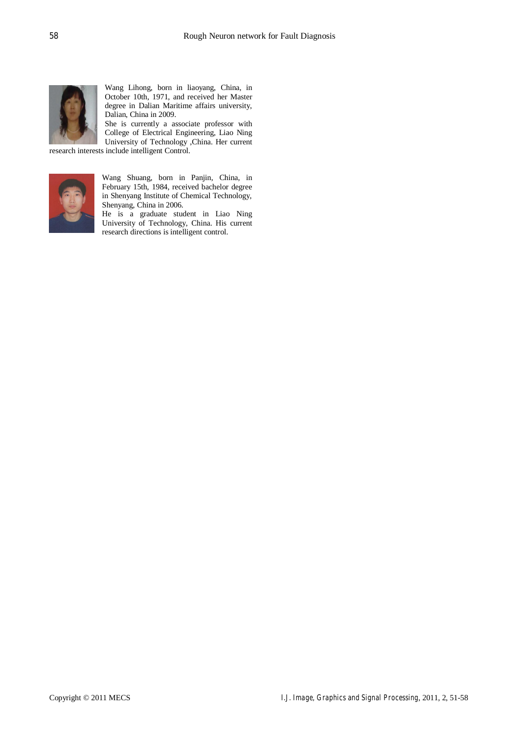Wang Lihong, born in liaoyang, China, in October 10th, 1971, and received her Master degree in Dalian Maritime affairs university, Dalian, China in 2009.
She is currently a associate professor with College of Electrical Engineering, Liao Ning University of Technology ,China. Her current research interests include intelligent Control.

Wang Shuang, born in Panjin, China, in February 15th, 1984, received bachelor degree in Shenyang Institute of Chemical Technology, Shenyang, China in 2006.
He is a graduate student in Liao Ning University of Technology, China. His current research directions is intelligent control.